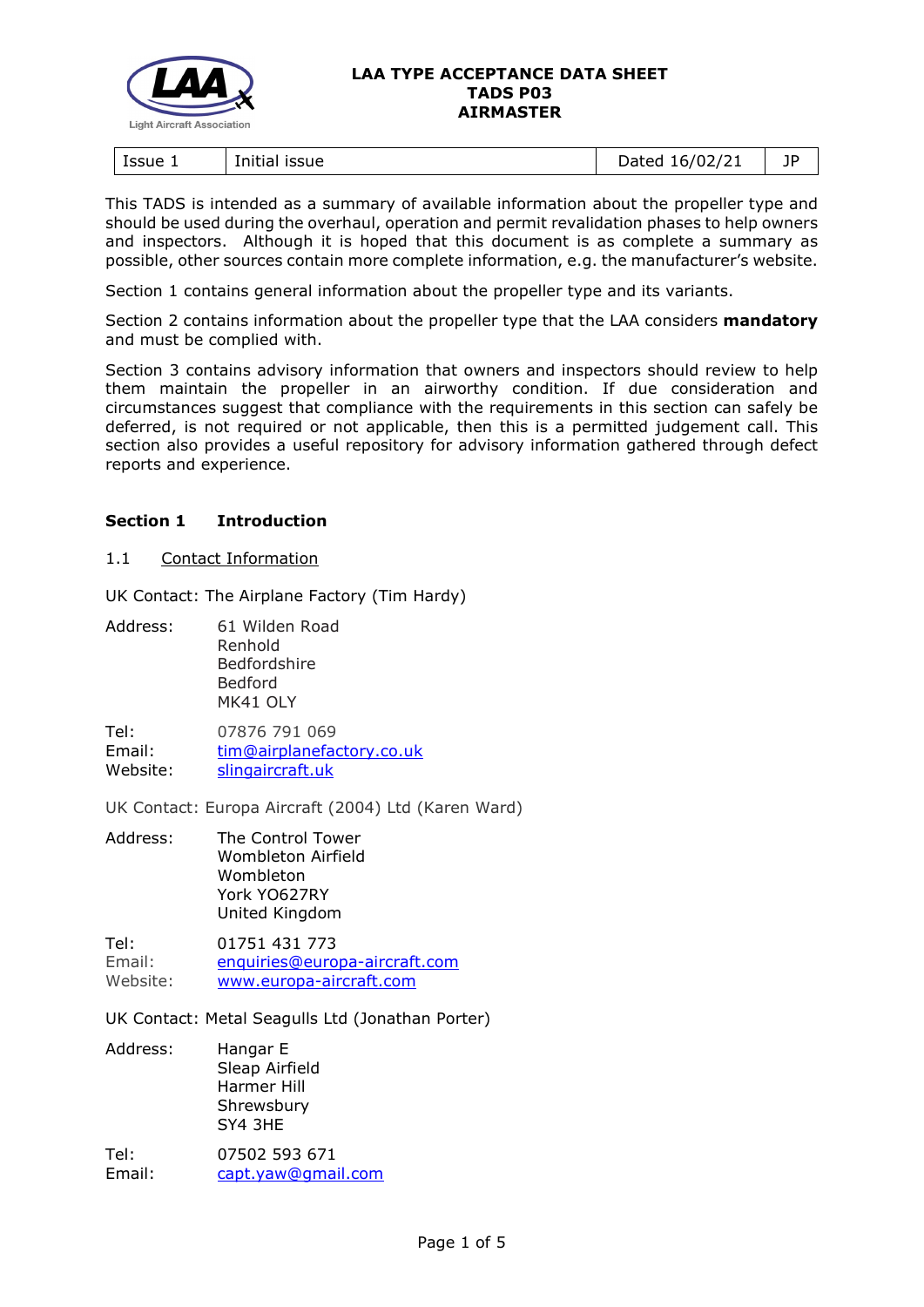# LAA TYPE ACCEPTANCE DATA SHEET
# TADS P03
# AIRMASTER

| Issue 1 | Initial issue | Dated 16/02/21 | JP |
|---|---|---|---|

This TADS is intended as a summary of available information about the propeller type and should be used during the overhaul, operation and permit revalidation phases to help owners and inspectors. Although it is hoped that this document is as complete a summary as possible, other sources contain more complete information, e.g. the manufacturer's website.

Section 1 contains general information about the propeller type and its variants.

Section 2 contains information about the propeller type that the LAA considers **mandatory** and must be complied with.

Section 3 contains advisory information that owners and inspectors should review to help them maintain the propeller in an airworthy condition. If due consideration and circumstances suggest that compliance with the requirements in this section can safely be deferred, is not required or not applicable, then this is a permitted judgement call. This section also provides a useful repository for advisory information gathered through defect reports and experience.

## Section 1 Introduction

### 1.1 Contact Information

UK Contact: The Airplane Factory (Tim Hardy)

Address: 61 Wilden Road
Renhold
Bedfordshire
Bedford
MK41 OLY

Tel: 07876 791 069
Email: tim@airplanefactory.co.uk
Website: slingaircraft.uk

UK Contact: Europa Aircraft (2004) Ltd (Karen Ward)

Address: The Control Tower
Wombleton Airfield
Wombleton
York YO627RY
United Kingdom

Tel: 01751 431 773
Email: enquiries@europa-aircraft.com
Website: www.europa-aircraft.com

UK Contact: Metal Seagulls Ltd (Jonathan Porter)

Address: Hangar E
Sleap Airfield
Harmer Hill
Shrewsbury
SY4 3HE

Tel: 07502 593 671
Email: capt.yaw@gmail.com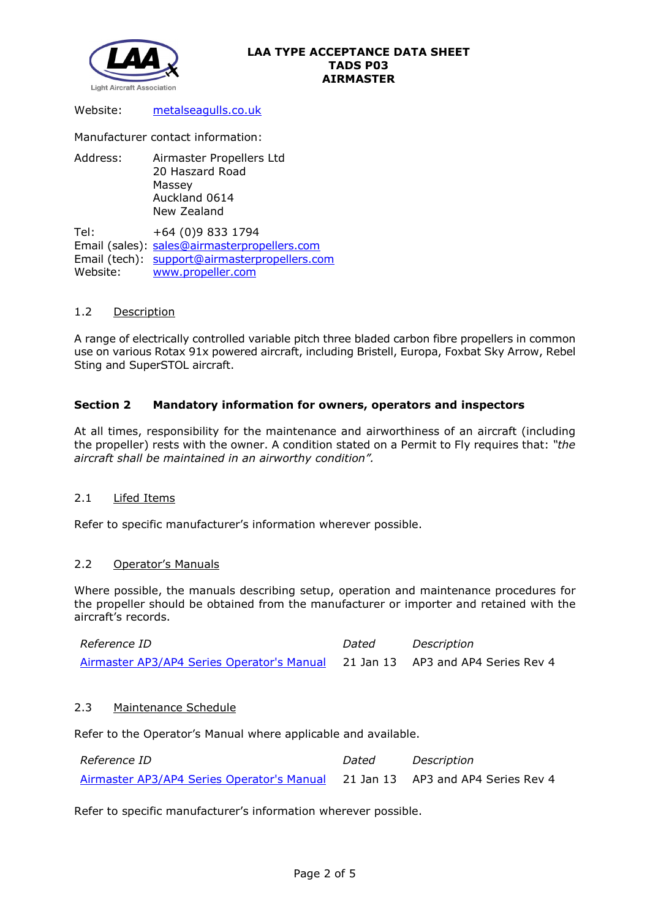Website: metalseagulls.co.uk

Manufacturer contact information:

Address: Airmaster Propellers Ltd
20 Haszard Road
Massey
Auckland 0614
New Zealand

Tel: +64 (0)9 833 1794
Email (sales): sales@airmasterpropellers.com
Email (tech): support@airmasterpropellers.com
Website: www.propeller.com

### 1.2 Description

A range of electrically controlled variable pitch three bladed carbon fibre propellers in common use on various Rotax 91x powered aircraft, including Bristell, Europa, Foxbat Sky Arrow, Rebel Sting and SuperSTOL aircraft.

## Section 2 Mandatory information for owners, operators and inspectors

At all times, responsibility for the maintenance and airworthiness of an aircraft (including the propeller) rests with the owner. A condition stated on a Permit to Fly requires that: *"the aircraft shall be maintained in an airworthy condition".*

### 2.1 Lifed Items

Refer to specific manufacturer's information wherever possible.

### 2.2 Operator's Manuals

Where possible, the manuals describing setup, operation and maintenance procedures for the propeller should be obtained from the manufacturer or importer and retained with the aircraft's records.

| *Reference ID* | *Dated* | *Description* |
|---|---|---|
| Airmaster AP3/AP4 Series Operator's Manual | 21 Jan 13 | AP3 and AP4 Series Rev 4 |

### 2.3 Maintenance Schedule

Refer to the Operator's Manual where applicable and available.

| *Reference ID* | *Dated* | *Description* |
|---|---|---|
| Airmaster AP3/AP4 Series Operator's Manual | 21 Jan 13 | AP3 and AP4 Series Rev 4 |

Refer to specific manufacturer's information wherever possible.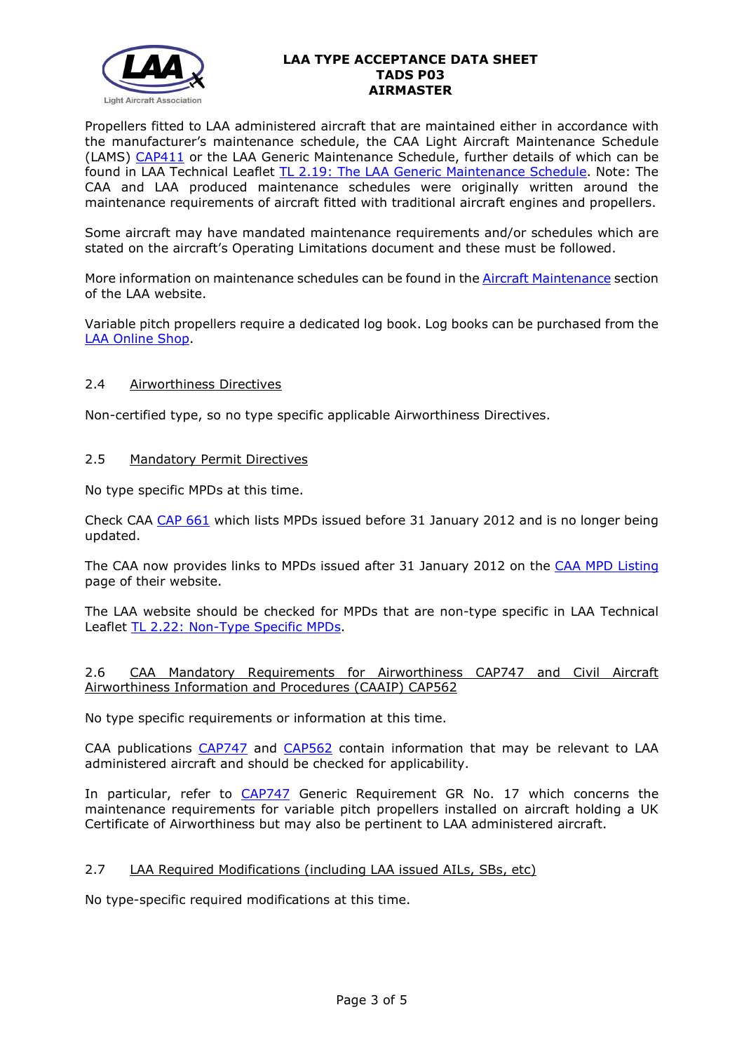Propellers fitted to LAA administered aircraft that are maintained either in accordance with the manufacturer's maintenance schedule, the CAA Light Aircraft Maintenance Schedule (LAMS) CAP411 or the LAA Generic Maintenance Schedule, further details of which can be found in LAA Technical Leaflet TL 2.19: The LAA Generic Maintenance Schedule. Note: The CAA and LAA produced maintenance schedules were originally written around the maintenance requirements of aircraft fitted with traditional aircraft engines and propellers.

Some aircraft may have mandated maintenance requirements and/or schedules which are stated on the aircraft's Operating Limitations document and these must be followed.

More information on maintenance schedules can be found in the Aircraft Maintenance section of the LAA website.

Variable pitch propellers require a dedicated log book. Log books can be purchased from the LAA Online Shop.

### 2.4 Airworthiness Directives

Non-certified type, so no type specific applicable Airworthiness Directives.

### 2.5 Mandatory Permit Directives

No type specific MPDs at this time.

Check CAA CAP 661 which lists MPDs issued before 31 January 2012 and is no longer being updated.

The CAA now provides links to MPDs issued after 31 January 2012 on the CAA MPD Listing page of their website.

The LAA website should be checked for MPDs that are non-type specific in LAA Technical Leaflet TL 2.22: Non-Type Specific MPDs.

### 2.6 CAA Mandatory Requirements for Airworthiness CAP747 and Civil Aircraft Airworthiness Information and Procedures (CAAIP) CAP562

No type specific requirements or information at this time.

CAA publications CAP747 and CAP562 contain information that may be relevant to LAA administered aircraft and should be checked for applicability.

In particular, refer to CAP747 Generic Requirement GR No. 17 which concerns the maintenance requirements for variable pitch propellers installed on aircraft holding a UK Certificate of Airworthiness but may also be pertinent to LAA administered aircraft.

### 2.7 LAA Required Modifications (including LAA issued AILs, SBs, etc)

No type-specific required modifications at this time.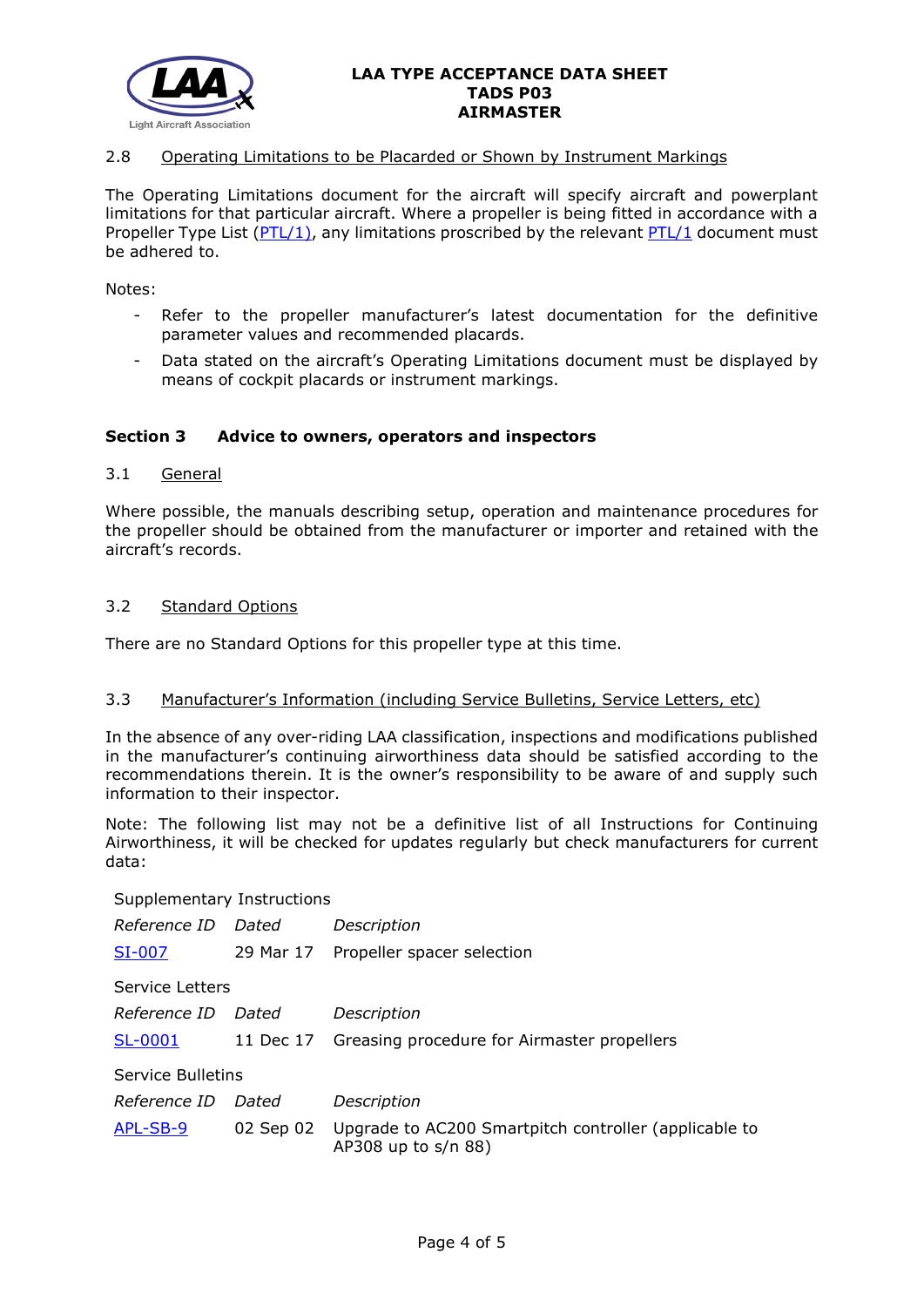### 2.8 Operating Limitations to be Placarded or Shown by Instrument Markings

The Operating Limitations document for the aircraft will specify aircraft and powerplant limitations for that particular aircraft. Where a propeller is being fitted in accordance with a Propeller Type List (PTL/1), any limitations proscribed by the relevant PTL/1 document must be adhered to.

Notes:

- Refer to the propeller manufacturer's latest documentation for the definitive parameter values and recommended placards.
- Data stated on the aircraft's Operating Limitations document must be displayed by means of cockpit placards or instrument markings.

## Section 3 Advice to owners, operators and inspectors

### 3.1 General

Where possible, the manuals describing setup, operation and maintenance procedures for the propeller should be obtained from the manufacturer or importer and retained with the aircraft's records.

### 3.2 Standard Options

There are no Standard Options for this propeller type at this time.

### 3.3 Manufacturer's Information (including Service Bulletins, Service Letters, etc)

In the absence of any over-riding LAA classification, inspections and modifications published in the manufacturer's continuing airworthiness data should be satisfied according to the recommendations therein. It is the owner's responsibility to be aware of and supply such information to their inspector.

Note: The following list may not be a definitive list of all Instructions for Continuing Airworthiness, it will be checked for updates regularly but check manufacturers for current data:

Supplementary Instructions

| *Reference ID* | *Dated* | *Description* |
|---|---|---|
| SI-007 | 29 Mar 17 | Propeller spacer selection |

Service Letters

| *Reference ID* | *Dated* | *Description* |
|---|---|---|
| SL-0001 | 11 Dec 17 | Greasing procedure for Airmaster propellers |

Service Bulletins

| *Reference ID* | *Dated* | *Description* |
|---|---|---|
| APL-SB-9 | 02 Sep 02 | Upgrade to AC200 Smartpitch controller (applicable to AP308 up to s/n 88) |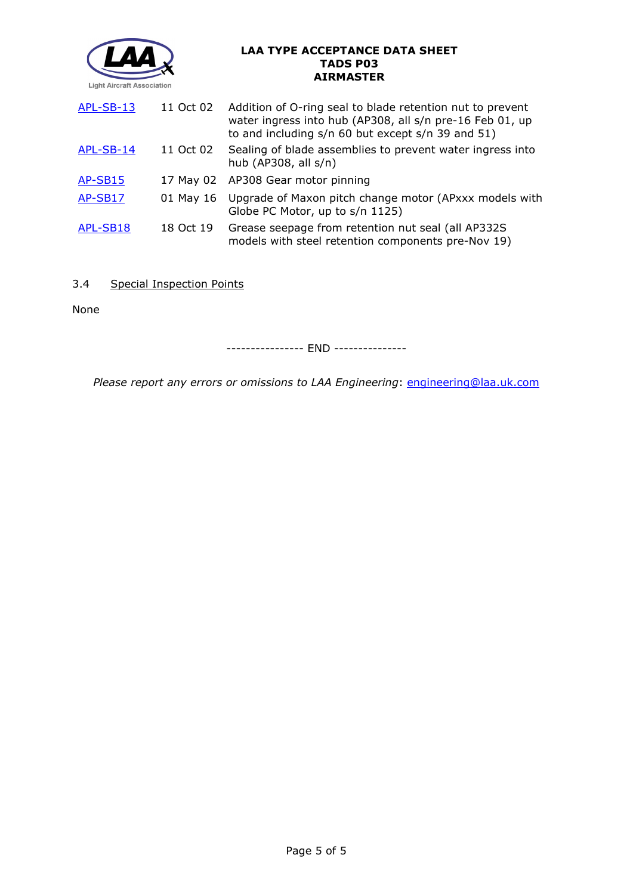| | | |
|---|---|---|
| APL-SB-13 | 11 Oct 02 | Addition of O-ring seal to blade retention nut to prevent water ingress into hub (AP308, all s/n pre-16 Feb 01, up to and including s/n 60 but except s/n 39 and 51) |
| APL-SB-14 | 11 Oct 02 | Sealing of blade assemblies to prevent water ingress into hub (AP308, all s/n) |
| AP-SB15 | 17 May 02 | AP308 Gear motor pinning |
| AP-SB17 | 01 May 16 | Upgrade of Maxon pitch change motor (APxxx models with Globe PC Motor, up to s/n 1125) |
| APL-SB18 | 18 Oct 19 | Grease seepage from retention nut seal (all AP332S models with steel retention components pre-Nov 19) |

### 3.4 Special Inspection Points

None

---------------- END ---------------

*Please report any errors or omissions to LAA Engineering*: engineering@laa.uk.com